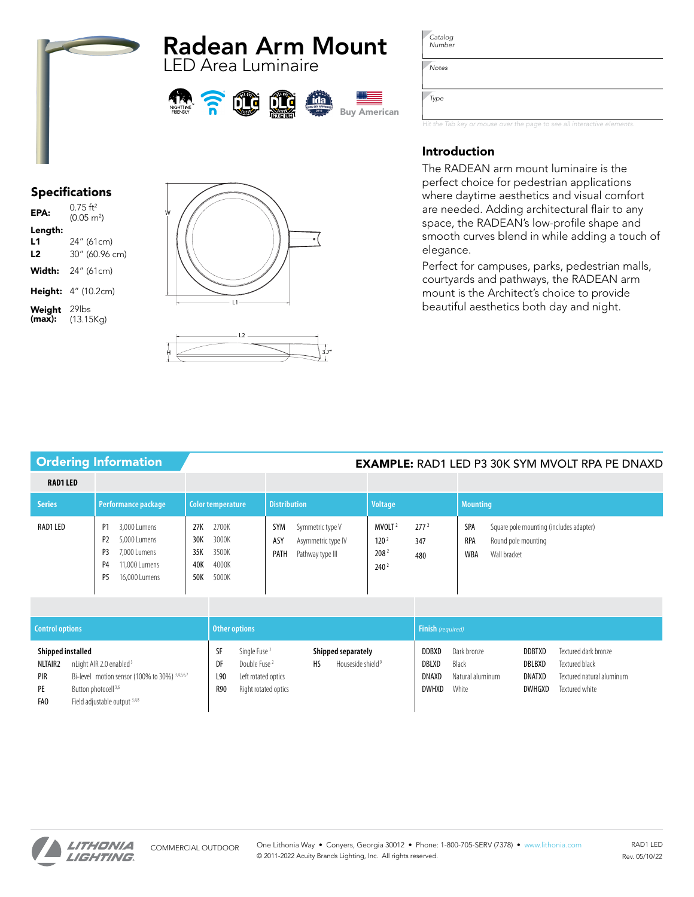# Radean Arm Mount
## LED Area Luminaire

Buy American

| Catalog Number | |
|---|---|
| Notes | |
| Type | |

*Hit the Tab key or mouse over the page to see all interactive elements.*

## Specifications

**EPA:** 0.75 ft² (0.05 m²)

**Length:**
- **L1** 24" (61cm)
- **L2** 30" (60.96 cm)

**Width:** 24" (61cm)

**Height:** 4" (10.2cm)

**Weight (max):** 29lbs (13.15Kg)

W L1 L2 H 3.7"

## Introduction

The RADEAN arm mount luminaire is the perfect choice for pedestrian applications where daytime aesthetics and visual comfort are needed. Adding architectural flair to any space, the RADEAN's low-profile shape and smooth curves blend in while adding a touch of elegance.

Perfect for campuses, parks, pedestrian malls, courtyards and pathways, the RADEAN arm mount is the Architect's choice to provide beautiful aesthetics both day and night.

## Ordering Information

**EXAMPLE:** RAD1 LED P3 30K SYM MVOLT RPA PE DNAXD

| RAD1 LED | | | | | |
|---|---|---|---|---|---|
| **Series** | **Performance package** | **Color temperature** | **Distribution** | **Voltage** | **Mounting** |
| RAD1 LED | P1 3,000 Lumens<br>P2 5,000 Lumens<br>P3 7,000 Lumens<br>P4 11,000 Lumens<br>P5 16,000 Lumens | 27K 2700K<br>30K 3000K<br>35K 3500K<br>40K 4000K<br>50K 5000K | SYM Symmetric type V<br>ASY Asymmetric type IV<br>PATH Pathway type III | MVOLT [2]<br>120 [2]<br>208 [2]<br>240 [2]<br>277 [2]<br>347<br>480 | SPA Square pole mounting (includes adapter)<br>RPA Round pole mounting<br>WBA Wall bracket |

| **Control options** | **Other options** | **Finish** *(required)* |
|---|---|---|
| **Shipped installed**<br>NLTAIR2 nLight AIR 2.0 enabled [3]<br>PIR Bi-level motion sensor (100% to 30%) [3,4,5,6,7]<br>PE Button photocell [3,6]<br>FAO Field adjustable output [3,4,8] | SF Single Fuse [2]<br>DF Double Fuse [2]<br>L90 Left rotated optics<br>R90 Right rotated optics<br>**Shipped separately**<br>HS Houseside shield [9] | DDBXD Dark bronze<br>DBLXD Black<br>DNAXD Natural aluminum<br>DWHXD White<br>DDBTXD Textured dark bronze<br>DBLBXD Textured black<br>DNATXD Textured natural aluminum<br>DWHGXD Textured white |

LITHONIA LIGHTING. COMMERCIAL OUTDOOR

One Lithonia Way • Conyers, Georgia 30012 • Phone: 1-800-705-SERV (7378) • www.lithonia.com
© 2011-2022 Acuity Brands Lighting, Inc. All rights reserved.

RAD1 LED
Rev. 05/10/22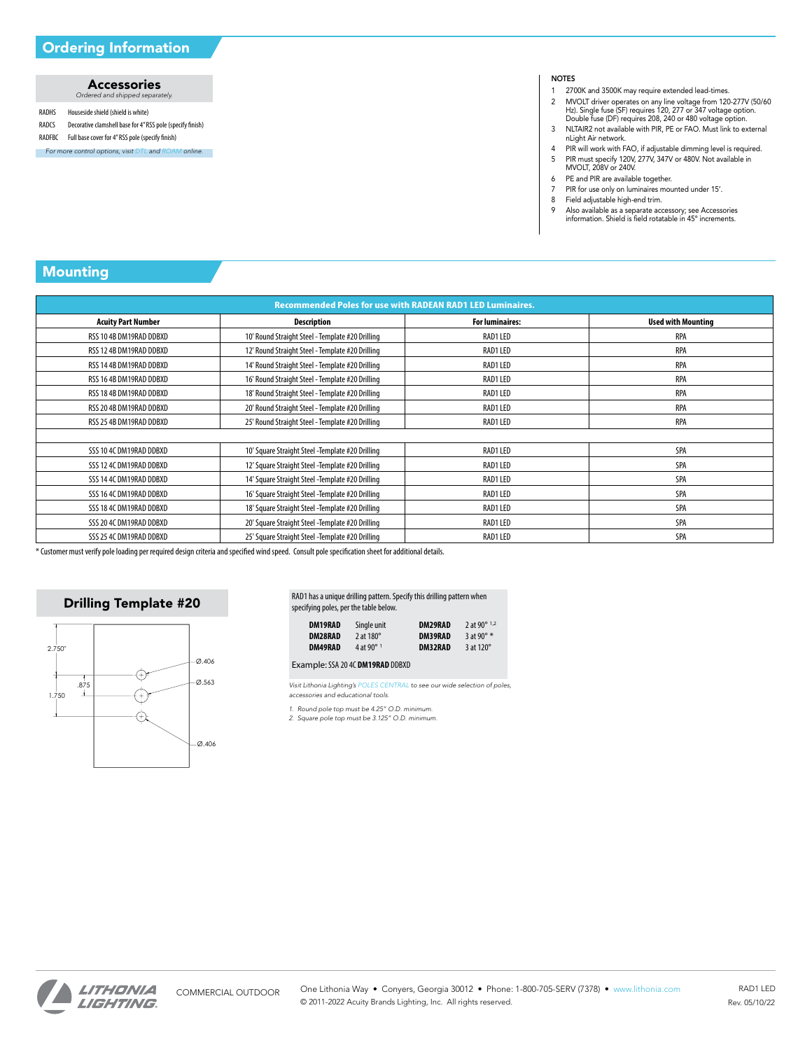## Ordering Information

### Accessories

*Ordered and shipped separately.*

| | |
|---|---|
| RADHS | Houseside shield (shield is white) |
| RADCS | Decorative clamshell base for 4" RSS pole (specify finish) |
| RADFBC | Full base cover for 4" RSS pole (specify finish) |

*For more control options, visit DTL and ROAM online.*

**NOTES**

1. 2700K and 3500K may require extended lead-times.
2. MVOLT driver operates on any line voltage from 120-277V (50/60 Hz). Single fuse (SF) requires 120, 277 or 347 voltage option. Double fuse (DF) requires 208, 240 or 480 voltage option.
3. NLTAIR2 not available with PIR, PE or FAO. Must link to external nLight Air network.
4. PIR will work with FAO, if adjustable dimming level is required.
5. PIR must specify 120V, 277V, 347V or 480V. Not available in MVOLT, 208V or 240V.
6. PE and PIR are available together.
7. PIR for use only on luminaires mounted under 15'.
8. Field adjustable high-end trim.
9. Also available as a separate accessory; see Accessories information. Shield is field rotatable in 45° increments.

## Mounting

**Recommended Poles for use with RADEAN RAD1 LED Luminaires.**

| Acuity Part Number | Description | For luminaires: | Used with Mounting |
|---|---|---|---|
| RSS 10 4B DM19RAD DDBXD | 10' Round Straight Steel - Template #20 Drilling | RAD1 LED | RPA |
| RSS 12 4B DM19RAD DDBXD | 12' Round Straight Steel - Template #20 Drilling | RAD1 LED | RPA |
| RSS 14 4B DM19RAD DDBXD | 14' Round Straight Steel - Template #20 Drilling | RAD1 LED | RPA |
| RSS 16 4B DM19RAD DDBXD | 16' Round Straight Steel - Template #20 Drilling | RAD1 LED | RPA |
| RSS 18 4B DM19RAD DDBXD | 18' Round Straight Steel - Template #20 Drilling | RAD1 LED | RPA |
| RSS 20 4B DM19RAD DDBXD | 20' Round Straight Steel - Template #20 Drilling | RAD1 LED | RPA |
| RSS 25 4B DM19RAD DDBXD | 25' Round Straight Steel - Template #20 Drilling | RAD1 LED | RPA |
| | | | |
| SSS 10 4C DM19RAD DDBXD | 10' Square Straight Steel -Template #20 Drilling | RAD1 LED | SPA |
| SSS 12 4C DM19RAD DDBXD | 12' Square Straight Steel -Template #20 Drilling | RAD1 LED | SPA |
| SSS 14 4C DM19RAD DDBXD | 14' Square Straight Steel -Template #20 Drilling | RAD1 LED | SPA |
| SSS 16 4C DM19RAD DDBXD | 16' Square Straight Steel -Template #20 Drilling | RAD1 LED | SPA |
| SSS 18 4C DM19RAD DDBXD | 18' Square Straight Steel -Template #20 Drilling | RAD1 LED | SPA |
| SSS 20 4C DM19RAD DDBXD | 20' Square Straight Steel -Template #20 Drilling | RAD1 LED | SPA |
| SSS 25 4C DM19RAD DDBXD | 25' Square Straight Steel -Template #20 Drilling | RAD1 LED | SPA |

* Customer must verify pole loading per required design criteria and specified wind speed. Consult pole specification sheet for additional details.

### Drilling Template #20

2.750"
.875
1.750
Ø.406
Ø.563
Ø.406

RAD1 has a unique drilling pattern. Specify this drilling pattern when specifying poles, per the table below.

| | | | |
|---|---|---|---|
| **DM19RAD** | Single unit | **DM29RAD** | 2 at 90° [1,2] |
| **DM28RAD** | 2 at 180° | **DM39RAD** | 3 at 90° * |
| **DM49RAD** | 4 at 90° [1] | **DM32RAD** | 3 at 120° |

Example: SSA 20 4C **DM19RAD** DDBXD

*Visit Lithonia Lighting's POLES CENTRAL to see our wide selection of poles, accessories and educational tools.*

*1. Round pole top must be 4.25" O.D. minimum.*
*2. Square pole top must be 3.125" O.D. minimum.*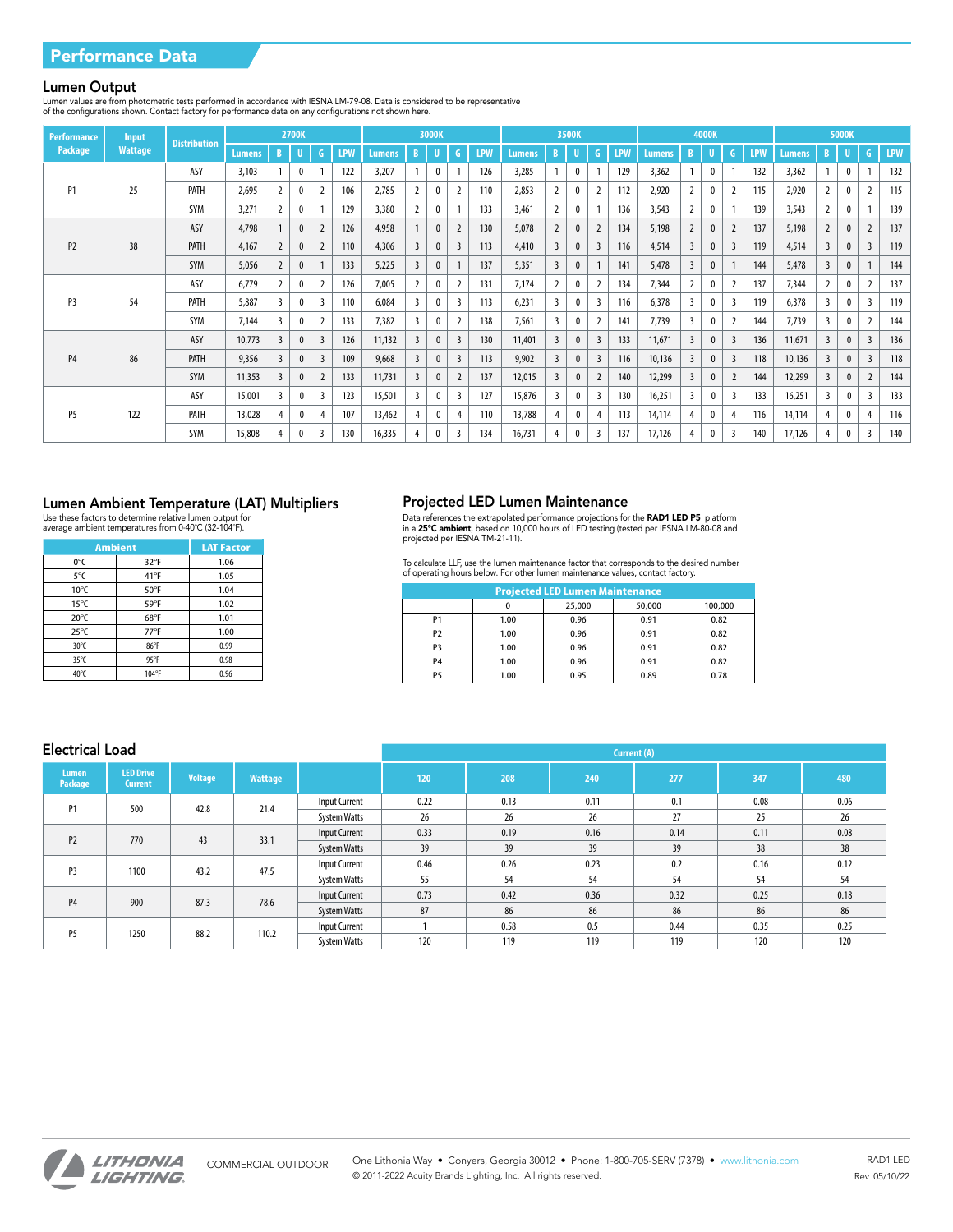## Performance Data

### Lumen Output

Lumen values are from photometric tests performed in accordance with IESNA LM-79-08. Data is considered to be representative of the configurations shown. Contact factory for performance data on any configurations not shown here.

| Performance Package | Input Wattage | Distribution | 2700K | | | | | 3000K | | | | | 3500K | | | | | 4000K | | | | | 5000K | | | | |
|---|---|---|---|---|---|---|---|---|---|---|---|---|---|---|---|---|---|---|---|---|---|---|---|---|---|---|---|
| | | | Lumens | B | U | G | LPW | Lumens | B | U | G | LPW | Lumens | B | U | G | LPW | Lumens | B | U | G | LPW | Lumens | B | U | G | LPW |
| P1 | 25 | ASY | 3,103 | 1 | 0 | 1 | 122 | 3,207 | 1 | 0 | 1 | 126 | 3,285 | 1 | 0 | 1 | 129 | 3,362 | 1 | 0 | 1 | 132 | 3,362 | 1 | 0 | 1 | 132 |
| | | PATH | 2,695 | 2 | 0 | 2 | 106 | 2,785 | 2 | 0 | 2 | 110 | 2,853 | 2 | 0 | 2 | 112 | 2,920 | 2 | 0 | 2 | 115 | 2,920 | 2 | 0 | 2 | 115 |
| | | SYM | 3,271 | 2 | 0 | 1 | 129 | 3,380 | 2 | 0 | 1 | 133 | 3,461 | 2 | 0 | 1 | 136 | 3,543 | 2 | 0 | 1 | 139 | 3,543 | 2 | 0 | 1 | 139 |
| P2 | 38 | ASY | 4,798 | 1 | 0 | 2 | 126 | 4,958 | 1 | 0 | 2 | 130 | 5,078 | 2 | 0 | 2 | 134 | 5,198 | 2 | 0 | 2 | 137 | 5,198 | 2 | 0 | 2 | 137 |
| | | PATH | 4,167 | 2 | 0 | 2 | 110 | 4,306 | 3 | 0 | 3 | 113 | 4,410 | 3 | 0 | 3 | 116 | 4,514 | 3 | 0 | 3 | 119 | 4,514 | 3 | 0 | 3 | 119 |
| | | SYM | 5,056 | 2 | 0 | 1 | 133 | 5,225 | 3 | 0 | 1 | 137 | 5,351 | 3 | 0 | 1 | 141 | 5,478 | 3 | 0 | 1 | 144 | 5,478 | 3 | 0 | 1 | 144 |
| P3 | 54 | ASY | 6,779 | 2 | 0 | 2 | 126 | 7,005 | 2 | 0 | 2 | 131 | 7,174 | 2 | 0 | 2 | 134 | 7,344 | 2 | 0 | 2 | 137 | 7,344 | 2 | 0 | 2 | 137 |
| | | PATH | 5,887 | 3 | 0 | 3 | 110 | 6,084 | 3 | 0 | 3 | 113 | 6,231 | 3 | 0 | 3 | 116 | 6,378 | 3 | 0 | 3 | 119 | 6,378 | 3 | 0 | 3 | 119 |
| | | SYM | 7,144 | 3 | 0 | 2 | 133 | 7,382 | 3 | 0 | 2 | 138 | 7,561 | 3 | 0 | 2 | 141 | 7,739 | 3 | 0 | 2 | 144 | 7,739 | 3 | 0 | 2 | 144 |
| P4 | 86 | ASY | 10,773 | 3 | 0 | 3 | 126 | 11,132 | 3 | 0 | 3 | 130 | 11,401 | 3 | 0 | 3 | 133 | 11,671 | 3 | 0 | 3 | 136 | 11,671 | 3 | 0 | 3 | 136 |
| | | PATH | 9,356 | 3 | 0 | 3 | 109 | 9,668 | 3 | 0 | 3 | 113 | 9,902 | 3 | 0 | 3 | 116 | 10,136 | 3 | 0 | 3 | 118 | 10,136 | 3 | 0 | 3 | 118 |
| | | SYM | 11,353 | 3 | 0 | 2 | 133 | 11,731 | 3 | 0 | 2 | 137 | 12,015 | 3 | 0 | 2 | 140 | 12,299 | 3 | 0 | 2 | 144 | 12,299 | 3 | 0 | 2 | 144 |
| P5 | 122 | ASY | 15,001 | 3 | 0 | 3 | 123 | 15,501 | 3 | 0 | 3 | 127 | 15,876 | 3 | 0 | 3 | 130 | 16,251 | 3 | 0 | 3 | 133 | 16,251 | 3 | 0 | 3 | 133 |
| | | PATH | 13,028 | 4 | 0 | 4 | 107 | 13,462 | 4 | 0 | 4 | 110 | 13,788 | 4 | 0 | 4 | 113 | 14,114 | 4 | 0 | 4 | 116 | 14,114 | 4 | 0 | 4 | 116 |
| | | SYM | 15,808 | 4 | 0 | 3 | 130 | 16,335 | 4 | 0 | 3 | 134 | 16,731 | 4 | 0 | 3 | 137 | 17,126 | 4 | 0 | 3 | 140 | 17,126 | 4 | 0 | 3 | 140 |

### Lumen Ambient Temperature (LAT) Multipliers

Use these factors to determine relative lumen output for average ambient temperatures from 0-40°C (32-104°F).

| Ambient | | LAT Factor |
|---|---|---|
| 0°C | 32°F | 1.06 |
| 5°C | 41°F | 1.05 |
| 10°C | 50°F | 1.04 |
| 15°C | 59°F | 1.02 |
| 20°C | 68°F | 1.01 |
| 25°C | 77°F | 1.00 |
| 30°C | 86°F | 0.99 |
| 35°C | 95°F | 0.98 |
| 40°C | 104°F | 0.96 |

### Projected LED Lumen Maintenance

Data references the extrapolated performance projections for the **RAD1 LED P5** platform in a **25°C ambient**, based on 10,000 hours of LED testing (tested per IESNA LM-80-08 and projected per IESNA TM-21-11).

To calculate LLF, use the lumen maintenance factor that corresponds to the desired number of operating hours below. For other lumen maintenance values, contact factory.

| Projected LED Lumen Maintenance | | | | |
|---|---|---|---|---|
| | 0 | 25,000 | 50,000 | 100,000 |
| P1 | 1.00 | 0.96 | 0.91 | 0.82 |
| P2 | 1.00 | 0.96 | 0.91 | 0.82 |
| P3 | 1.00 | 0.96 | 0.91 | 0.82 |
| P4 | 1.00 | 0.96 | 0.91 | 0.82 |
| P5 | 1.00 | 0.95 | 0.89 | 0.78 |

### Electrical Load

| Lumen Package | LED Drive Current | Voltage | Wattage | | Current (A) | | | | | |
|---|---|---|---|---|---|---|---|---|---|---|
| | | | | | 120 | 208 | 240 | 277 | 347 | 480 |
| P1 | 500 | 42.8 | 21.4 | Input Current | 0.22 | 0.13 | 0.11 | 0.1 | 0.08 | 0.06 |
| | | | | System Watts | 26 | 26 | 26 | 27 | 25 | 26 |
| P2 | 770 | 43 | 33.1 | Input Current | 0.33 | 0.19 | 0.16 | 0.14 | 0.11 | 0.08 |
| | | | | System Watts | 39 | 39 | 39 | 39 | 38 | 38 |
| P3 | 1100 | 43.2 | 47.5 | Input Current | 0.46 | 0.26 | 0.23 | 0.2 | 0.16 | 0.12 |
| | | | | System Watts | 55 | 54 | 54 | 54 | 54 | 54 |
| P4 | 900 | 87.3 | 78.6 | Input Current | 0.73 | 0.42 | 0.36 | 0.32 | 0.25 | 0.18 |
| | | | | System Watts | 87 | 86 | 86 | 86 | 86 | 86 |
| P5 | 1250 | 88.2 | 110.2 | Input Current | 1 | 0.58 | 0.5 | 0.44 | 0.35 | 0.25 |
| | | | | System Watts | 120 | 119 | 119 | 119 | 120 | 120 |

LITHONIA LIGHTING. COMMERCIAL OUTDOOR

One Lithonia Way • Conyers, Georgia 30012 • Phone: 1-800-705-SERV (7378) • www.lithonia.com
© 2011-2022 Acuity Brands Lighting, Inc. All rights reserved.

RAD1 LED
Rev. 05/10/22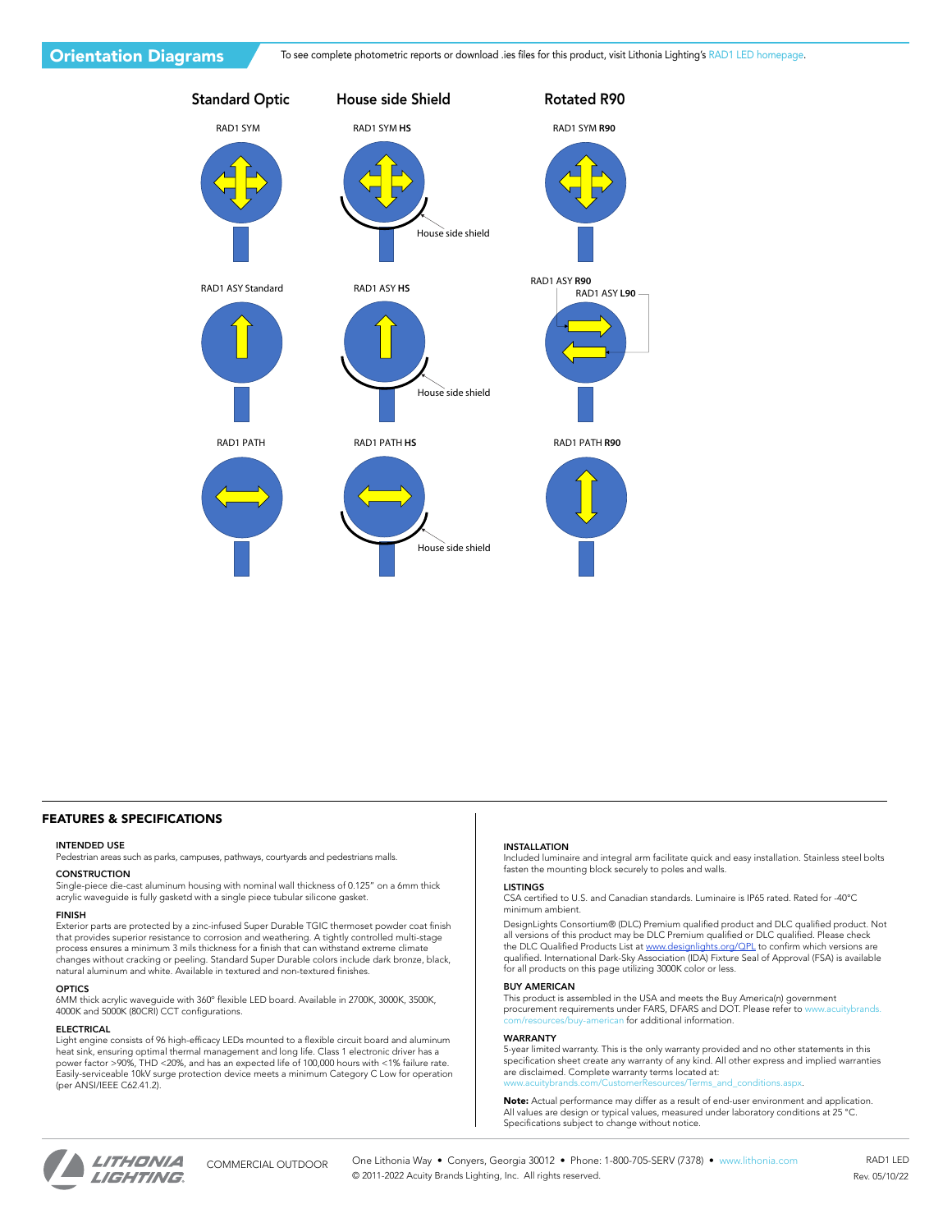## Orientation Diagrams

To see complete photometric reports or download .ies files for this product, visit Lithonia Lighting's RAD1 LED homepage.

### Standard Optic

RAD1 SYM

RAD1 ASY Standard

RAD1 PATH

### House side Shield

RAD1 SYM **HS**

House side shield

RAD1 ASY **HS**

House side shield

RAD1 PATH **HS**

House side shield

### Rotated R90

RAD1 SYM **R90**

RAD1 ASY **R90**

RAD1 ASY **L90**

RAD1 PATH **R90**

## FEATURES & SPECIFICATIONS

**INTENDED USE**
Pedestrian areas such as parks, campuses, pathways, courtyards and pedestrians malls.

**CONSTRUCTION**
Single-piece die-cast aluminum housing with nominal wall thickness of 0.125" on a 6mm thick acrylic waveguide is fully gasketd with a single piece tubular silicone gasket.

**FINISH**
Exterior parts are protected by a zinc-infused Super Durable TGIC thermoset powder coat finish that provides superior resistance to corrosion and weathering. A tightly controlled multi-stage process ensures a minimum 3 mils thickness for a finish that can withstand extreme climate changes without cracking or peeling. Standard Super Durable colors include dark bronze, black, natural aluminum and white. Available in textured and non-textured finishes.

**OPTICS**
6MM thick acrylic waveguide with 360° flexible LED board. Available in 2700K, 3000K, 3500K, 4000K and 5000K (80CRI) CCT configurations.

**ELECTRICAL**
Light engine consists of 96 high-efficacy LEDs mounted to a flexible circuit board and aluminum heat sink, ensuring optimal thermal management and long life. Class 1 electronic driver has a power factor >90%, THD <20%, and has an expected life of 100,000 hours with <1% failure rate. Easily-serviceable 10kV surge protection device meets a minimum Category C Low for operation (per ANSI/IEEE C62.41.2).

**INSTALLATION**
Included luminaire and integral arm facilitate quick and easy installation. Stainless steel bolts fasten the mounting block securely to poles and walls.

**LISTINGS**
CSA certified to U.S. and Canadian standards. Luminaire is IP65 rated. Rated for -40°C minimum ambient.

DesignLights Consortium® (DLC) Premium qualified product and DLC qualified product. Not all versions of this product may be DLC Premium qualified or DLC qualified. Please check the DLC Qualified Products List at www.designlights.org/QPL to confirm which versions are qualified. International Dark-Sky Association (IDA) Fixture Seal of Approval (FSA) is available for all products on this page utilizing 3000K color or less.

**BUY AMERICAN**
This product is assembled in the USA and meets the Buy America(n) government procurement requirements under FARS, DFARS and DOT. Please refer to www.acuitybrands.com/resources/buy-american for additional information.

**WARRANTY**
5-year limited warranty. This is the only warranty provided and no other statements in this specification sheet create any warranty of any kind. All other express and implied warranties are disclaimed. Complete warranty terms located at: www.acuitybrands.com/CustomerResources/Terms_and_conditions.aspx.

**Note:** Actual performance may differ as a result of end-user environment and application. All values are design or typical values, measured under laboratory conditions at 25 °C. Specifications subject to change without notice.

LITHONIA LIGHTING. COMMERCIAL OUTDOOR

One Lithonia Way • Conyers, Georgia 30012 • Phone: 1-800-705-SERV (7378) • www.lithonia.com
© 2011-2022 Acuity Brands Lighting, Inc. All rights reserved.

RAD1 LED
Rev. 05/10/22